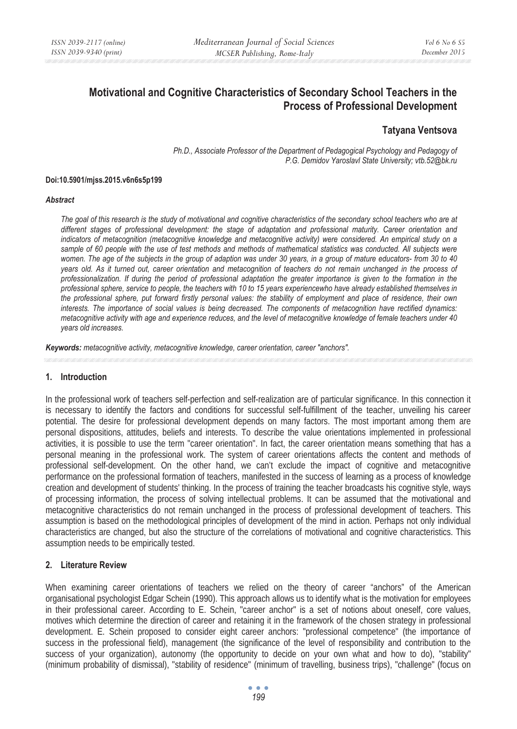# Motivational and Cognitive Characteristics of Secondary School Teachers in the Process of Professional Development

**Tatyana Ventsova**

*Ph.D., Associate Professor of the Department of Pedagogical Psychology and Pedagogy of P.G. Demidov Yaroslavl State University; vtb.52@bk.ru*

**Doi:10.5901/mjss.2015.v6n6s5p199**

***Abstract***

*The goal of this research is the study of motivational and cognitive characteristics of the secondary school teachers who are at different stages of professional development: the stage of adaptation and professional maturity. Career orientation and indicators of metacognition (metacognitive knowledge and metacognitive activity) were considered. An empirical study on a sample of 60 people with the use of test methods and methods of mathematical statistics was conducted. All subjects were women. The age of the subjects in the group of adaption was under 30 years, in a group of mature educators- from 30 to 40 years old. As it turned out, career orientation and metacognition of teachers do not remain unchanged in the process of professionalization. If during the period of professional adaptation the greater importance is given to the formation in the professional sphere, service to people, the teachers with 10 to 15 years experiencewho have already established themselves in the professional sphere, put forward firstly personal values: the stability of employment and place of residence, their own interests. The importance of social values is being decreased. The components of metacognition have rectified dynamics: metacognitive activity with age and experience reduces, and the level of metacognitive knowledge of female teachers under 40 years old increases.*

***Keywords:*** *metacognitive activity, metacognitive knowledge, career orientation, career "anchors".*

## 1. Introduction

In the professional work of teachers self-perfection and self-realization are of particular significance. In this connection it is necessary to identify the factors and conditions for successful self-fulfillment of the teacher, unveiling his career potential. The desire for professional development depends on many factors. The most important among them are personal dispositions, attitudes, beliefs and interests. To describe the value orientations implemented in professional activities, it is possible to use the term "career orientation". In fact, the career orientation means something that has a personal meaning in the professional work. The system of career orientations affects the content and methods of professional self-development. On the other hand, we can't exclude the impact of cognitive and metacognitive performance on the professional formation of teachers, manifested in the success of learning as a process of knowledge creation and development of students' thinking. In the process of training the teacher broadcasts his cognitive style, ways of processing information, the process of solving intellectual problems. It can be assumed that the motivational and metacognitive characteristics do not remain unchanged in the process of professional development of teachers. This assumption is based on the methodological principles of development of the mind in action. Perhaps not only individual characteristics are changed, but also the structure of the correlations of motivational and cognitive characteristics. This assumption needs to be empirically tested.

## 2. Literature Review

When examining career orientations of teachers we relied on the theory of career "anchors" of the American organisational psychologist Edgar Schein (1990). This approach allows us to identify what is the motivation for employees in their professional career. According to E. Schein, "career anchor" is a set of notions about oneself, core values, motives which determine the direction of career and retaining it in the framework of the chosen strategy in professional development. E. Schein proposed to consider eight career anchors: "professional competence" (the importance of success in the professional field), management (the significance of the level of responsibility and contribution to the success of your organization), autonomy (the opportunity to decide on your own what and how to do), "stability" (minimum probability of dismissal), "stability of residence" (minimum of travelling, business trips), "challenge" (focus on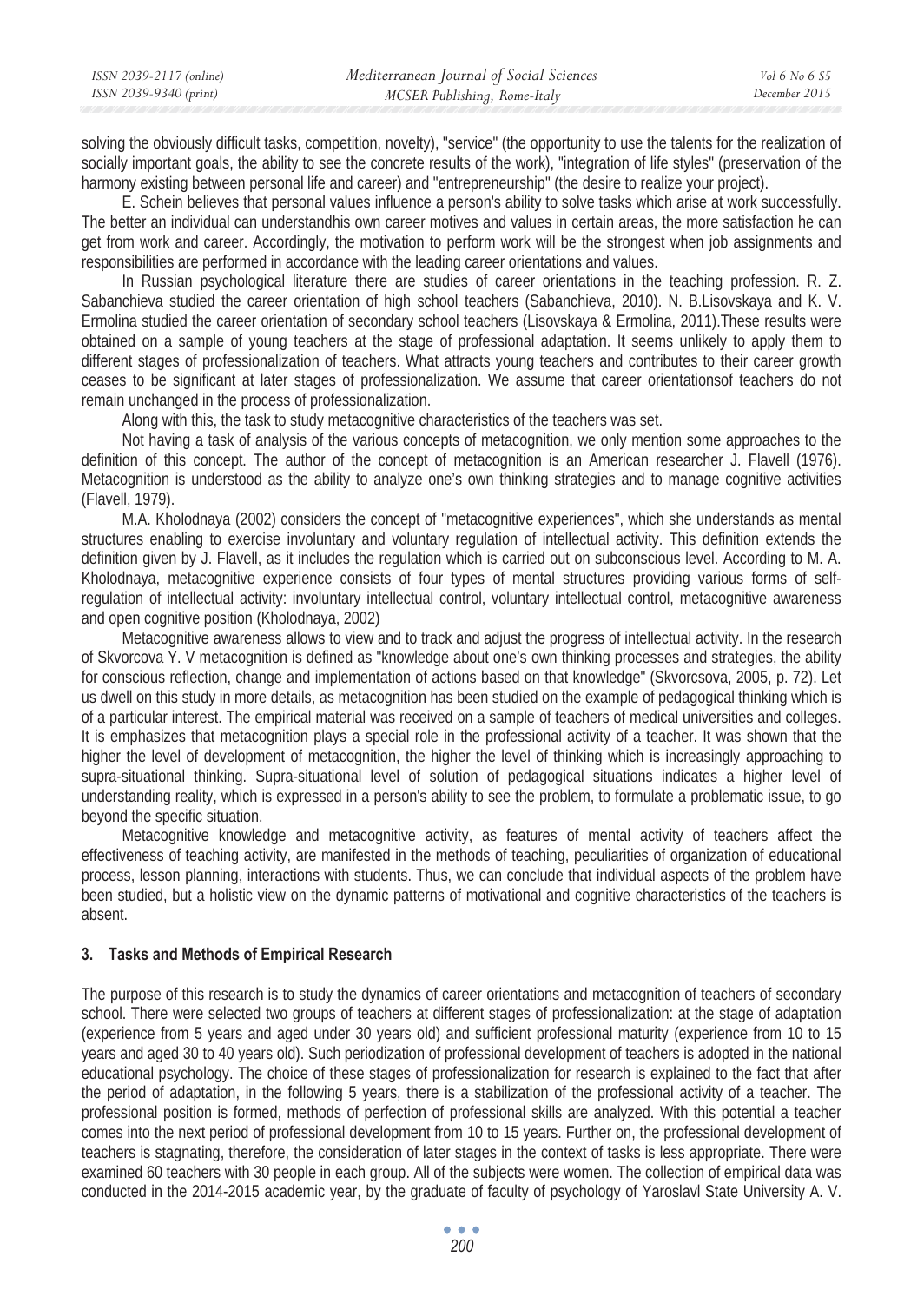solving the obviously difficult tasks, competition, novelty), "service" (the opportunity to use the talents for the realization of socially important goals, the ability to see the concrete results of the work), "integration of life styles" (preservation of the harmony existing between personal life and career) and "entrepreneurship" (the desire to realize your project).

E. Schein believes that personal values influence a person's ability to solve tasks which arise at work successfully. The better an individual can understandhis own career motives and values in certain areas, the more satisfaction he can get from work and career. Accordingly, the motivation to perform work will be the strongest when job assignments and responsibilities are performed in accordance with the leading career orientations and values.

In Russian psychological literature there are studies of career orientations in the teaching profession. R. Z. Sabanchieva studied the career orientation of high school teachers (Sabanchieva, 2010). N. B.Lisovskaya and K. V. Ermolina studied the career orientation of secondary school teachers (Lisovskaya & Ermolina, 2011).These results were obtained on a sample of young teachers at the stage of professional adaptation. It seems unlikely to apply them to different stages of professionalization of teachers. What attracts young teachers and contributes to their career growth ceases to be significant at later stages of professionalization. We assume that career orientationsof teachers do not remain unchanged in the process of professionalization.

Along with this, the task to study metacognitive characteristics of the teachers was set.

Not having a task of analysis of the various concepts of metacognition, we only mention some approaches to the definition of this concept. The author of the concept of metacognition is an American researcher J. Flavell (1976). Metacognition is understood as the ability to analyze one's own thinking strategies and to manage cognitive activities (Flavell, 1979).

M.A. Kholodnaya (2002) considers the concept of "metacognitive experiences", which she understands as mental structures enabling to exercise involuntary and voluntary regulation of intellectual activity. This definition extends the definition given by J. Flavell, as it includes the regulation which is carried out on subconscious level. According to M. A. Kholodnaya, metacognitive experience consists of four types of mental structures providing various forms of self-regulation of intellectual activity: involuntary intellectual control, voluntary intellectual control, metacognitive awareness and open cognitive position (Kholodnaya, 2002)

Metacognitive awareness allows to view and to track and adjust the progress of intellectual activity. In the research of Skvorcova Y. V metacognition is defined as "knowledge about one's own thinking processes and strategies, the ability for conscious reflection, change and implementation of actions based on that knowledge" (Skvorcsova, 2005, p. 72). Let us dwell on this study in more details, as metacognition has been studied on the example of pedagogical thinking which is of a particular interest. The empirical material was received on a sample of teachers of medical universities and colleges. It is emphasizes that metacognition plays a special role in the professional activity of a teacher. It was shown that the higher the level of development of metacognition, the higher the level of thinking which is increasingly approaching to supra-situational thinking. Supra-situational level of solution of pedagogical situations indicates a higher level of understanding reality, which is expressed in a person's ability to see the problem, to formulate a problematic issue, to go beyond the specific situation.

Metacognitive knowledge and metacognitive activity, as features of mental activity of teachers affect the effectiveness of teaching activity, are manifested in the methods of teaching, peculiarities of organization of educational process, lesson planning, interactions with students. Thus, we can conclude that individual aspects of the problem have been studied, but a holistic view on the dynamic patterns of motivational and cognitive characteristics of the teachers is absent.

## 3. Tasks and Methods of Empirical Research

The purpose of this research is to study the dynamics of career orientations and metacognition of teachers of secondary school. There were selected two groups of teachers at different stages of professionalization: at the stage of adaptation (experience from 5 years and aged under 30 years old) and sufficient professional maturity (experience from 10 to 15 years and aged 30 to 40 years old). Such periodization of professional development of teachers is adopted in the national educational psychology. The choice of these stages of professionalization for research is explained to the fact that after the period of adaptation, in the following 5 years, there is a stabilization of the professional activity of a teacher. The professional position is formed, methods of perfection of professional skills are analyzed. With this potential a teacher comes into the next period of professional development from 10 to 15 years. Further on, the professional development of teachers is stagnating, therefore, the consideration of later stages in the context of tasks is less appropriate. There were examined 60 teachers with 30 people in each group. All of the subjects were women. The collection of empirical data was conducted in the 2014-2015 academic year, by the graduate of faculty of psychology of Yaroslavl State University A. V.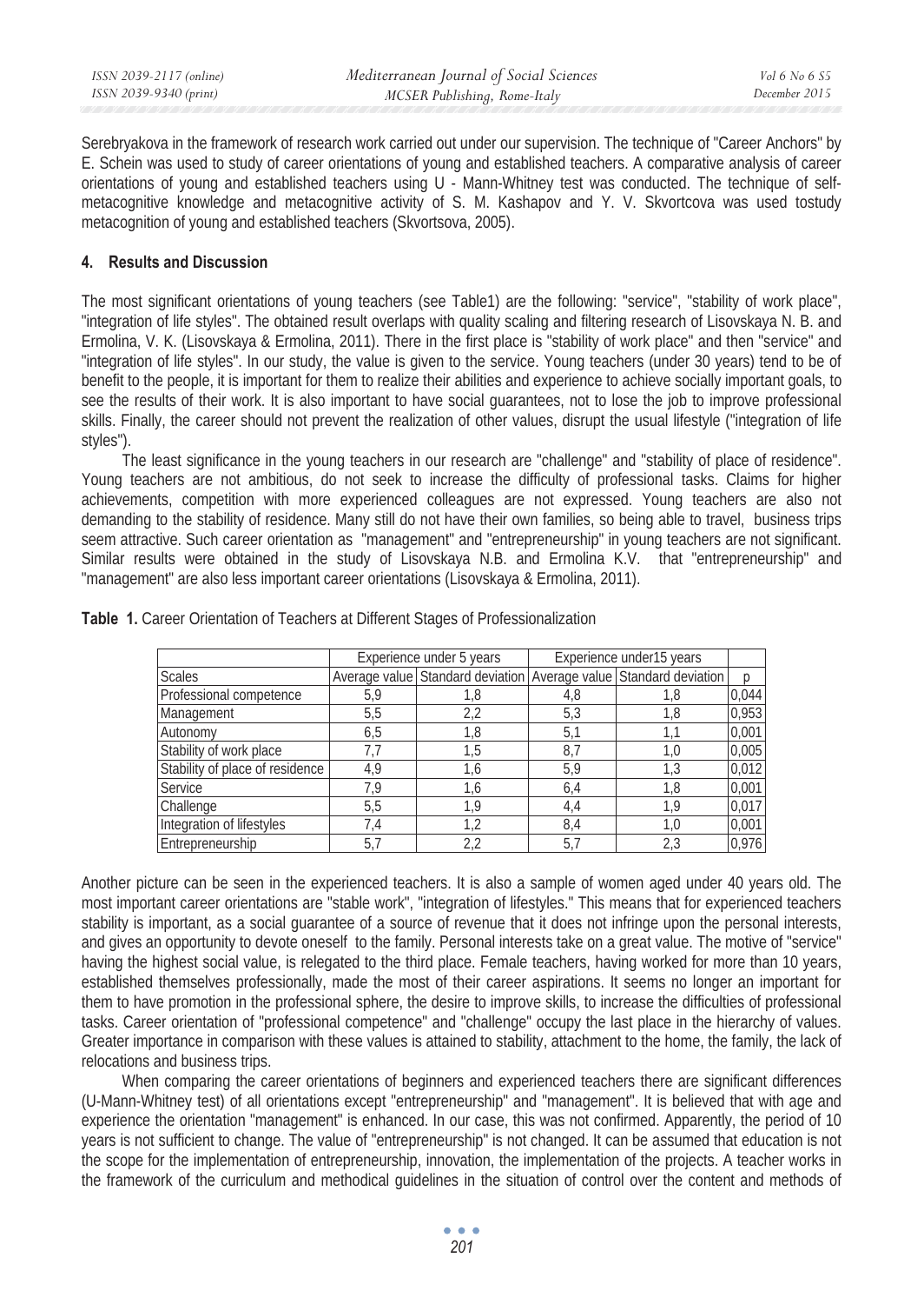Serebryakova in the framework of research work carried out under our supervision. The technique of "Career Anchors" by E. Schein was used to study of career orientations of young and established teachers. A comparative analysis of career orientations of young and established teachers using U - Mann-Whitney test was conducted. The technique of self-metacognitive knowledge and metacognitive activity of S. M. Kashapov and Y. V. Skvortcova was used tostudy metacognition of young and established teachers (Skvortsova, 2005).

## 4. Results and Discussion

The most significant orientations of young teachers (see Table1) are the following: "service", "stability of work place", "integration of life styles". The obtained result overlaps with quality scaling and filtering research of Lisovskaya N. B. and Ermolina, V. K. (Lisovskaya & Ermolina, 2011). There in the first place is "stability of work place" and then "service" and "integration of life styles". In our study, the value is given to the service. Young teachers (under 30 years) tend to be of benefit to the people, it is important for them to realize their abilities and experience to achieve socially important goals, to see the results of their work. It is also important to have social guarantees, not to lose the job to improve professional skills. Finally, the career should not prevent the realization of other values, disrupt the usual lifestyle ("integration of life styles").

The least significance in the young teachers in our research are "challenge" and "stability of place of residence". Young teachers are not ambitious, do not seek to increase the difficulty of professional tasks. Claims for higher achievements, competition with more experienced colleagues are not expressed. Young teachers are also not demanding to the stability of residence. Many still do not have their own families, so being able to travel, business trips seem attractive. Such career orientation as "management" and "entrepreneurship" in young teachers are not significant. Similar results were obtained in the study of Lisovskaya N.B. and Ermolina K.V. that "entrepreneurship" and "management" are also less important career orientations (Lisovskaya & Ermolina, 2011).

**Table 1.** Career Orientation of Teachers at Different Stages of Professionalization

| | Experience under 5 years | | Experience under15 years | | |
|---|---|---|---|---|---|
| Scales | Average value | Standard deviation | Average value | Standard deviation | p |
| Professional competence | 5,9 | 1,8 | 4,8 | 1,8 | 0,044 |
| Management | 5,5 | 2,2 | 5,3 | 1,8 | 0,953 |
| Autonomy | 6,5 | 1,8 | 5,1 | 1,1 | 0,001 |
| Stability of work place | 7,7 | 1,5 | 8,7 | 1,0 | 0,005 |
| Stability of place of residence | 4,9 | 1,6 | 5,9 | 1,3 | 0,012 |
| Service | 7,9 | 1,6 | 6,4 | 1,8 | 0,001 |
| Challenge | 5,5 | 1,9 | 4,4 | 1,9 | 0,017 |
| Integration of lifestyles | 7,4 | 1,2 | 8,4 | 1,0 | 0,001 |
| Entrepreneurship | 5,7 | 2,2 | 5,7 | 2,3 | 0,976 |

Another picture can be seen in the experienced teachers. It is also a sample of women aged under 40 years old. The most important career orientations are "stable work", "integration of lifestyles." This means that for experienced teachers stability is important, as a social guarantee of a source of revenue that it does not infringe upon the personal interests, and gives an opportunity to devote oneself to the family. Personal interests take on a great value. The motive of "service" having the highest social value, is relegated to the third place. Female teachers, having worked for more than 10 years, established themselves professionally, made the most of their career aspirations. It seems no longer an important for them to have promotion in the professional sphere, the desire to improve skills, to increase the difficulties of professional tasks. Career orientation of "professional competence" and "challenge" occupy the last place in the hierarchy of values. Greater importance in comparison with these values is attained to stability, attachment to the home, the family, the lack of relocations and business trips.

When comparing the career orientations of beginners and experienced teachers there are significant differences (U-Mann-Whitney test) of all orientations except "entrepreneurship" and "management". It is believed that with age and experience the orientation "management" is enhanced. In our case, this was not confirmed. Apparently, the period of 10 years is not sufficient to change. The value of "entrepreneurship" is not changed. It can be assumed that education is not the scope for the implementation of entrepreneurship, innovation, the implementation of the projects. A teacher works in the framework of the curriculum and methodical guidelines in the situation of control over the content and methods of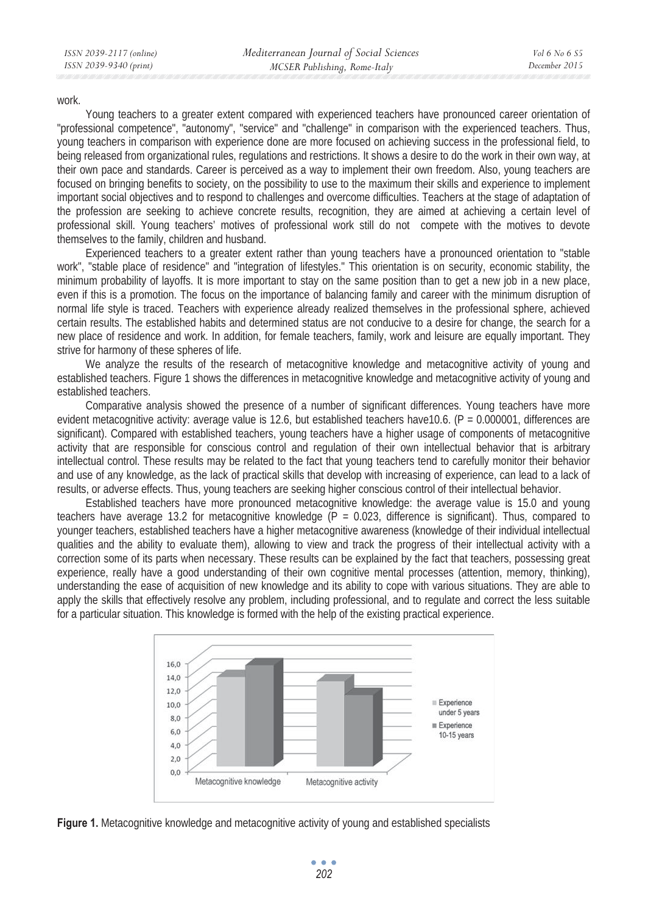work.

Young teachers to a greater extent compared with experienced teachers have pronounced career orientation of "professional competence", "autonomy", "service" and "challenge" in comparison with the experienced teachers. Thus, young teachers in comparison with experience done are more focused on achieving success in the professional field, to being released from organizational rules, regulations and restrictions. It shows a desire to do the work in their own way, at their own pace and standards. Career is perceived as a way to implement their own freedom. Also, young teachers are focused on bringing benefits to society, on the possibility to use to the maximum their skills and experience to implement important social objectives and to respond to challenges and overcome difficulties. Teachers at the stage of adaptation of the profession are seeking to achieve concrete results, recognition, they are aimed at achieving a certain level of professional skill. Young teachers' motives of professional work still do not compete with the motives to devote themselves to the family, children and husband.

Experienced teachers to a greater extent rather than young teachers have a pronounced orientation to "stable work", "stable place of residence" and "integration of lifestyles." This orientation is on security, economic stability, the minimum probability of layoffs. It is more important to stay on the same position than to get a new job in a new place, even if this is a promotion. The focus on the importance of balancing family and career with the minimum disruption of normal life style is traced. Teachers with experience already realized themselves in the professional sphere, achieved certain results. The established habits and determined status are not conducive to a desire for change, the search for a new place of residence and work. In addition, for female teachers, family, work and leisure are equally important. They strive for harmony of these spheres of life.

We analyze the results of the research of metacognitive knowledge and metacognitive activity of young and established teachers. Figure 1 shows the differences in metacognitive knowledge and metacognitive activity of young and established teachers.

Comparative analysis showed the presence of a number of significant differences. Young teachers have more evident metacognitive activity: average value is 12.6, but established teachers have10.6. (P = 0.000001, differences are significant). Compared with established teachers, young teachers have a higher usage of components of metacognitive activity that are responsible for conscious control and regulation of their own intellectual behavior that is arbitrary intellectual control. These results may be related to the fact that young teachers tend to carefully monitor their behavior and use of any knowledge, as the lack of practical skills that develop with increasing of experience, can lead to a lack of results, or adverse effects. Thus, young teachers are seeking higher conscious control of their intellectual behavior.

Established teachers have more pronounced metacognitive knowledge: the average value is 15.0 and young teachers have average 13.2 for metacognitive knowledge (P = 0.023, difference is significant). Thus, compared to younger teachers, established teachers have a higher metacognitive awareness (knowledge of their individual intellectual qualities and the ability to evaluate them), allowing to view and track the progress of their intellectual activity with a correction some of its parts when necessary. These results can be explained by the fact that teachers, possessing great experience, really have a good understanding of their own cognitive mental processes (attention, memory, thinking), understanding the ease of acquisition of new knowledge and its ability to cope with various situations. They are able to apply the skills that effectively resolve any problem, including professional, and to regulate and correct the less suitable for a particular situation. This knowledge is formed with the help of the existing practical experience.

16,0
14,0
12,0
10,0
8,0
6,0
4,0
2,0
0,0

Metacognitive knowledge
Metacognitive activity

Experience under 5 years
Experience 10-15 years

**Figure 1.** Metacognitive knowledge and metacognitive activity of young and established specialists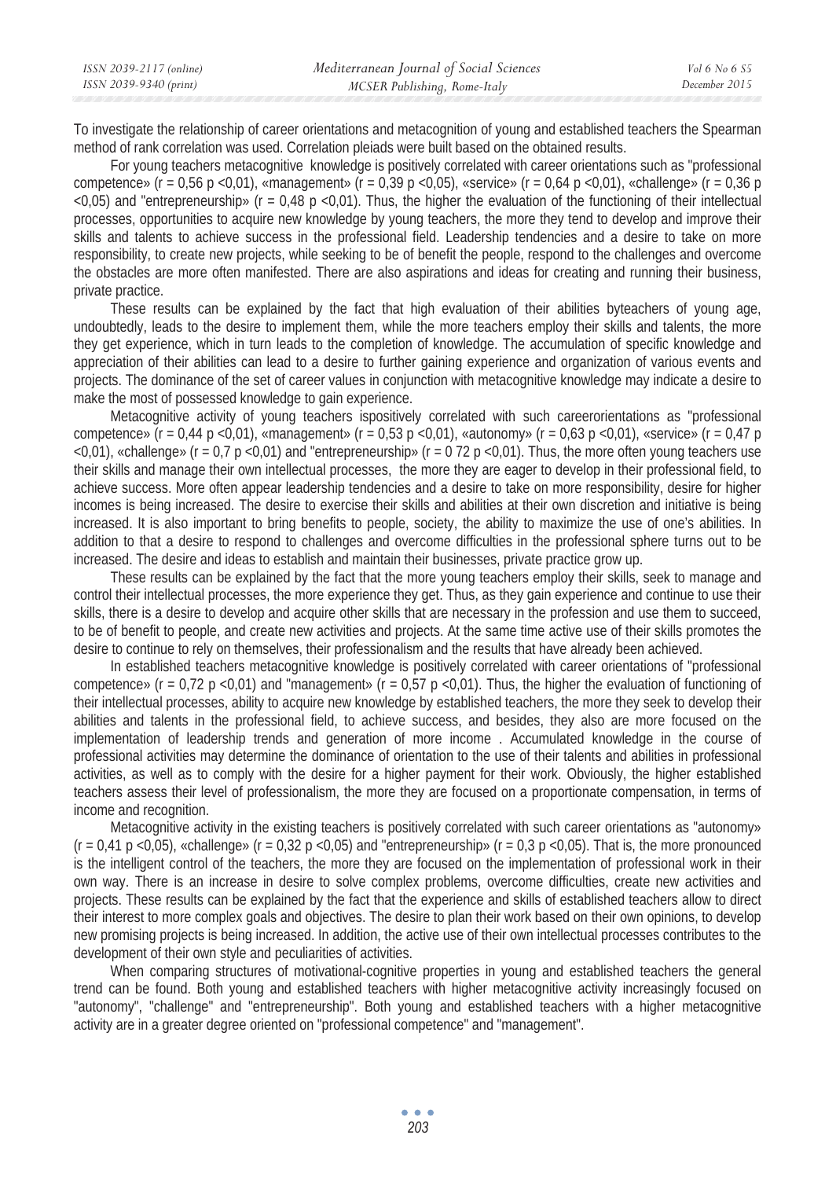To investigate the relationship of career orientations and metacognition of young and established teachers the Spearman method of rank correlation was used. Correlation pleiads were built based on the obtained results.

For young teachers metacognitive knowledge is positively correlated with career orientations such as "professional competence» ($r = 0{,}56$ $p < 0{,}01$), «management» ($r = 0{,}39$ $p < 0{,}05$), «service» ($r = 0{,}64$ $p < 0{,}01$), «challenge» ($r = 0{,}36$ $p < 0{,}05$) and "entrepreneurship» ($r = 0{,}48$ $p < 0{,}01$). Thus, the higher the evaluation of the functioning of their intellectual processes, opportunities to acquire new knowledge by young teachers, the more they tend to develop and improve their skills and talents to achieve success in the professional field. Leadership tendencies and a desire to take on more responsibility, to create new projects, while seeking to be of benefit the people, respond to the challenges and overcome the obstacles are more often manifested. There are also aspirations and ideas for creating and running their business, private practice.

These results can be explained by the fact that high evaluation of their abilities byteachers of young age, undoubtedly, leads to the desire to implement them, while the more teachers employ their skills and talents, the more they get experience, which in turn leads to the completion of knowledge. The accumulation of specific knowledge and appreciation of their abilities can lead to a desire to further gaining experience and organization of various events and projects. The dominance of the set of career values in conjunction with metacognitive knowledge may indicate a desire to make the most of possessed knowledge to gain experience.

Metacognitive activity of young teachers ispositively correlated with such careerorientations as "professional competence» ($r = 0{,}44$ $p < 0{,}01$), «management» ($r = 0{,}53$ $p < 0{,}01$), «autonomy» ($r = 0{,}63$ $p < 0{,}01$), «service» ($r = 0{,}47$ $p < 0{,}01$), «challenge» ($r = 0{,}7$ $p < 0{,}01$) and "entrepreneurship» ($r = 0$ $72$ $p < 0{,}01$). Thus, the more often young teachers use their skills and manage their own intellectual processes, the more they are eager to develop in their professional field, to achieve success. More often appear leadership tendencies and a desire to take on more responsibility, desire for higher incomes is being increased. The desire to exercise their skills and abilities at their own discretion and initiative is being increased. It is also important to bring benefits to people, society, the ability to maximize the use of one's abilities. In addition to that a desire to respond to challenges and overcome difficulties in the professional sphere turns out to be increased. The desire and ideas to establish and maintain their businesses, private practice grow up.

These results can be explained by the fact that the more young teachers employ their skills, seek to manage and control their intellectual processes, the more experience they get. Thus, as they gain experience and continue to use their skills, there is a desire to develop and acquire other skills that are necessary in the profession and use them to succeed, to be of benefit to people, and create new activities and projects. At the same time active use of their skills promotes the desire to continue to rely on themselves, their professionalism and the results that have already been achieved.

In established teachers metacognitive knowledge is positively correlated with career orientations of "professional competence» ($r = 0{,}72$ $p < 0{,}01$) and "management» ($r = 0{,}57$ $p < 0{,}01$). Thus, the higher the evaluation of functioning of their intellectual processes, ability to acquire new knowledge by established teachers, the more they seek to develop their abilities and talents in the professional field, to achieve success, and besides, they also are more focused on the implementation of leadership trends and generation of more income . Accumulated knowledge in the course of professional activities may determine the dominance of orientation to the use of their talents and abilities in professional activities, as well as to comply with the desire for a higher payment for their work. Obviously, the higher established teachers assess their level of professionalism, the more they are focused on a proportionate compensation, in terms of income and recognition.

Metacognitive activity in the existing teachers is positively correlated with such career orientations as "autonomy» ($r = 0{,}41$ $p < 0{,}05$), «challenge» ($r = 0{,}32$ $p < 0{,}05$) and "entrepreneurship» ($r = 0{,}3$ $p < 0{,}05$). That is, the more pronounced is the intelligent control of the teachers, the more they are focused on the implementation of professional work in their own way. There is an increase in desire to solve complex problems, overcome difficulties, create new activities and projects. These results can be explained by the fact that the experience and skills of established teachers allow to direct their interest to more complex goals and objectives. The desire to plan their work based on their own opinions, to develop new promising projects is being increased. In addition, the active use of their own intellectual processes contributes to the development of their own style and peculiarities of activities.

When comparing structures of motivational-cognitive properties in young and established teachers the general trend can be found. Both young and established teachers with higher metacognitive activity increasingly focused on "autonomy", "challenge" and "entrepreneurship". Both young and established teachers with a higher metacognitive activity are in a greater degree oriented on "professional competence" and "management".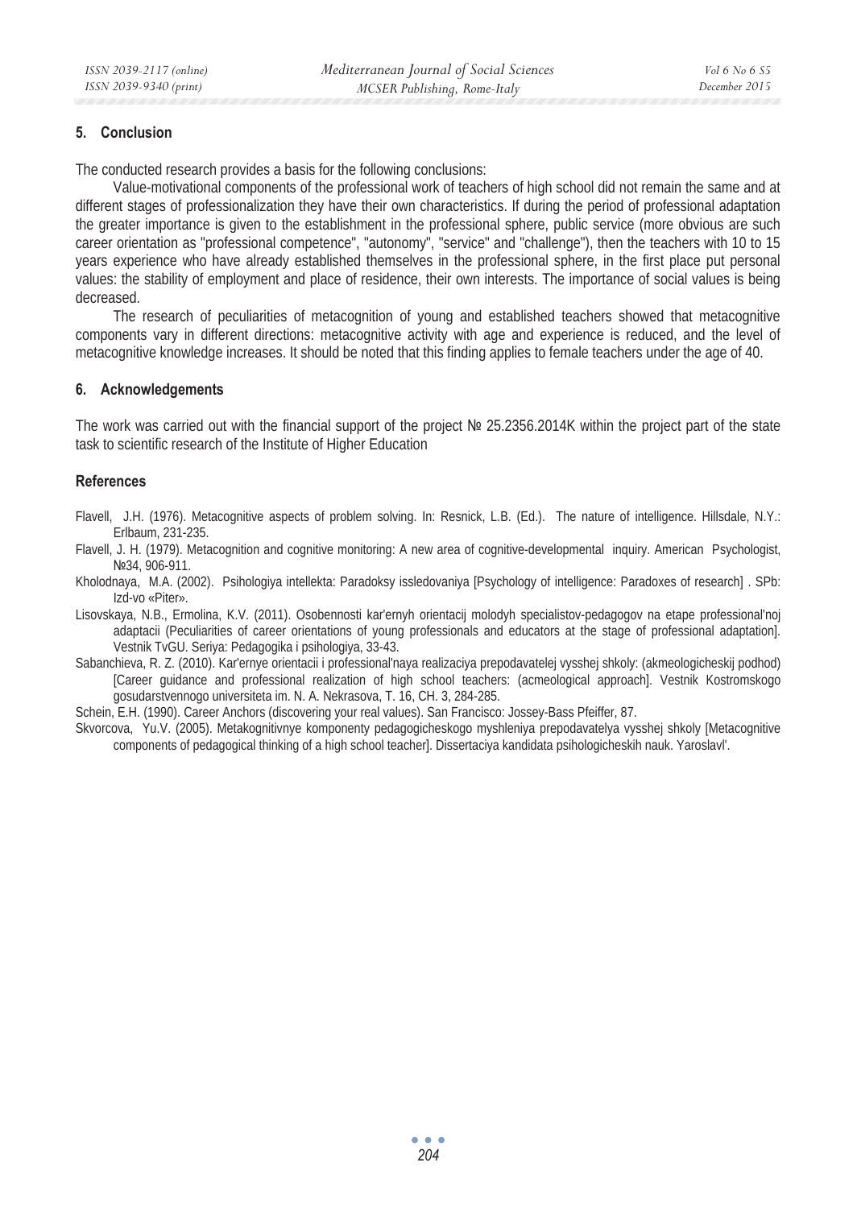## 5. Conclusion

The conducted research provides a basis for the following conclusions:

Value-motivational components of the professional work of teachers of high school did not remain the same and at different stages of professionalization they have their own characteristics. If during the period of professional adaptation the greater importance is given to the establishment in the professional sphere, public service (more obvious are such career orientation as "professional competence", "autonomy", "service" and "challenge"), then the teachers with 10 to 15 years experience who have already established themselves in the professional sphere, in the first place put personal values: the stability of employment and place of residence, their own interests. The importance of social values is being decreased.

The research of peculiarities of metacognition of young and established teachers showed that metacognitive components vary in different directions: metacognitive activity with age and experience is reduced, and the level of metacognitive knowledge increases. It should be noted that this finding applies to female teachers under the age of 40.

## 6. Acknowledgements

The work was carried out with the financial support of the project № 25.2356.2014K within the project part of the state task to scientific research of the Institute of Higher Education

## References

Flavell, J.H. (1976). Metacognitive aspects of problem solving. In: Resnick, L.B. (Ed.). The nature of intelligence. Hillsdale, N.Y.: Erlbaum, 231-235.

Flavell, J. H. (1979). Metacognition and cognitive monitoring: A new area of cognitive-developmental inquiry. American Psychologist, №34, 906-911.

Kholodnaya, M.A. (2002). Psihologiya intellekta: Paradoksy issledovaniya [Psychology of intelligence: Paradoxes of research] . SPb: Izd-vo «Piter».

Lisovskaya, N.B., Ermolina, K.V. (2011). Osobennosti kar'ernyh orientacij molodyh specialistov-pedagogov na etape professional'noj adaptacii (Peculiarities of career orientations of young professionals and educators at the stage of professional adaptation]. Vestnik TvGU. Seriya: Pedagogika i psihologiya, 33-43.

Sabanchieva, R. Z. (2010). Kar'ernye orientacii i professional'naya realizaciya prepodavatelej vysshej shkoly: (akmeologicheskij podhod) [Career guidance and professional realization of high school teachers: (acmeological approach]. Vestnik Kostromskogo gosudarstvennogo universiteta im. N. A. Nekrasova, T. 16, CH. 3, 284-285.

Schein, E.H. (1990). Career Anchors (discovering your real values). San Francisco: Jossey-Bass Pfeiffer, 87.

Skvorcova, Yu.V. (2005). Metakognitivnye komponenty pedagogicheskogo myshleniya prepodavatelya vysshej shkoly [Metacognitive components of pedagogical thinking of a high school teacher]. Dissertaciya kandidata psihologicheskih nauk. Yaroslavl'.